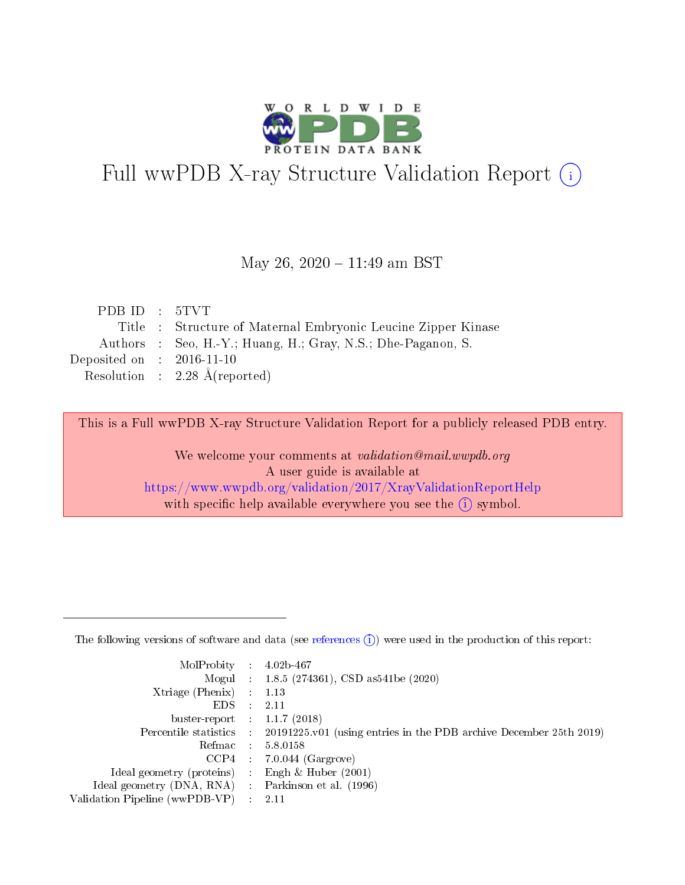# Full wwPDB X-ray Structure Validation Report (i)

May 26, 2020 – 11:49 am BST

| | | |
|---|---|---|
| PDB ID | : | 5TVT |
| Title | : | Structure of Maternal Embryonic Leucine Zipper Kinase |
| Authors | : | Seo, H.-Y.; Huang, H.; Gray, N.S.; Dhe-Paganon, S. |
| Deposited on | : | 2016-11-10 |
| Resolution | : | 2.28 Å(reported) |

This is a Full wwPDB X-ray Structure Validation Report for a publicly released PDB entry.

We welcome your comments at *validation@mail.wwpdb.org*
A user guide is available at
https://www.wwpdb.org/validation/2017/XrayValidationReportHelp
with specific help available everywhere you see the (i) symbol.

---

The following versions of software and data (see references (i)) were used in the production of this report:

| | | |
|---|---|---|
| MolProbity | : | 4.02b-467 |
| Mogul | : | 1.8.5 (274361), CSD as541be (2020) |
| Xtriage (Phenix) | : | 1.13 |
| EDS | : | 2.11 |
| buster-report | : | 1.1.7 (2018) |
| Percentile statistics | : | 20191225.v01 (using entries in the PDB archive December 25th 2019) |
| Refmac | : | 5.8.0158 |
| CCP4 | : | 7.0.044 (Gargrove) |
| Ideal geometry (proteins) | : | Engh & Huber (2001) |
| Ideal geometry (DNA, RNA) | : | Parkinson et al. (1996) |
| Validation Pipeline (wwPDB-VP) | : | 2.11 |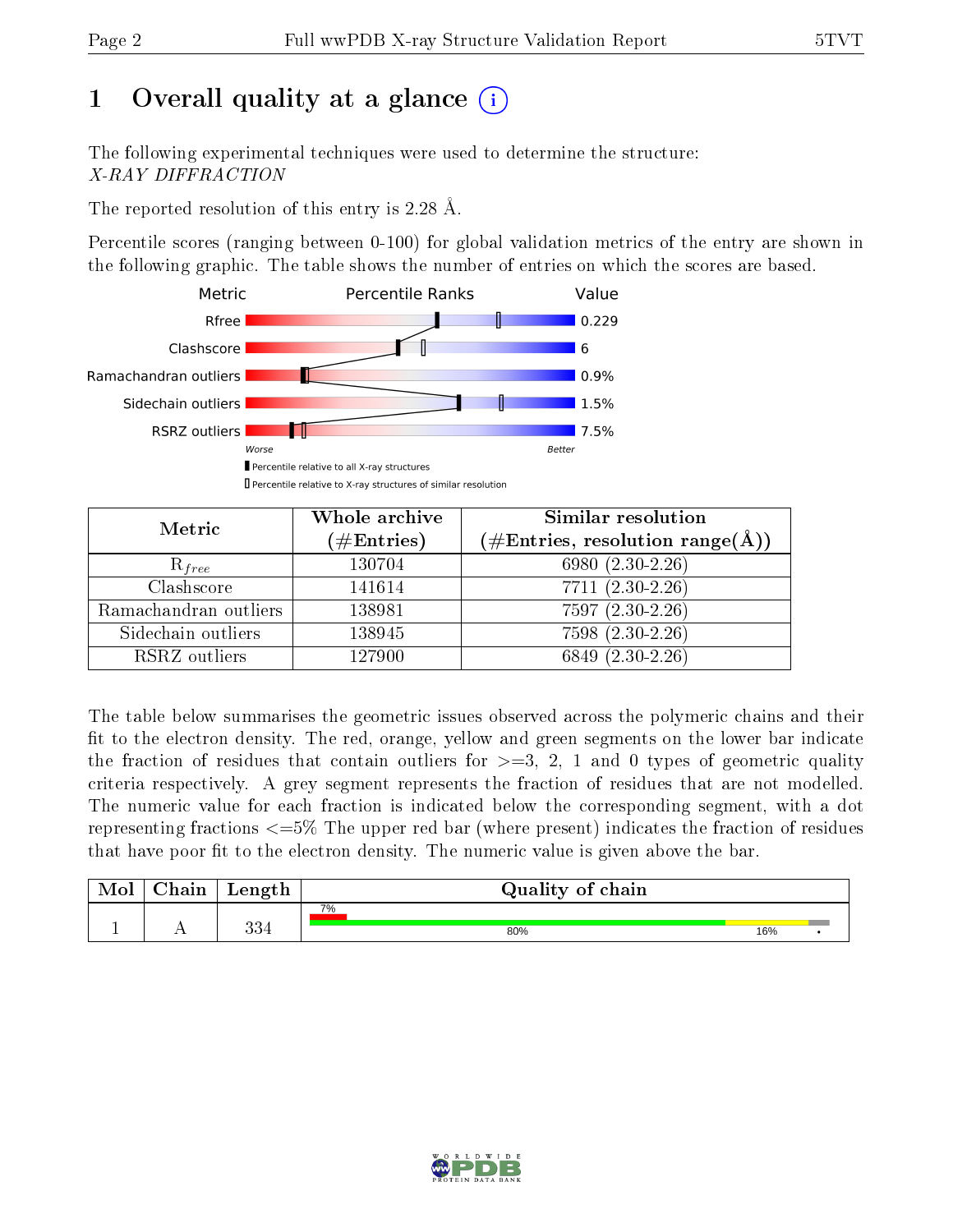# 1 Overall quality at a glance (i)

The following experimental techniques were used to determine the structure:
*X-RAY DIFFRACTION*

The reported resolution of this entry is 2.28 Å.

Percentile scores (ranging between 0-100) for global validation metrics of the entry are shown in the following graphic. The table shows the number of entries on which the scores are based.

| Metric | Value |
|---|---|
| Rfree | 0.229 |
| Clashscore | 6 |
| Ramachandran outliers | 0.9% |
| Sidechain outliers | 1.5% |
| RSRZ outliers | 7.5% |

Worse — Better

▮ Percentile relative to all X-ray structures
▯ Percentile relative to X-ray structures of similar resolution

| Metric | Whole archive (#Entries) | Similar resolution (#Entries, resolution range(Å)) |
|---|---|---|
| $R_{free}$ | 130704 | 6980 (2.30-2.26) |
| Clashscore | 141614 | 7711 (2.30-2.26) |
| Ramachandran outliers | 138981 | 7597 (2.30-2.26) |
| Sidechain outliers | 138945 | 7598 (2.30-2.26) |
| RSRZ outliers | 127900 | 6849 (2.30-2.26) |

The table below summarises the geometric issues observed across the polymeric chains and their fit to the electron density. The red, orange, yellow and green segments on the lower bar indicate the fraction of residues that contain outliers for >=3, 2, 1 and 0 types of geometric quality criteria respectively. A grey segment represents the fraction of residues that are not modelled. The numeric value for each fraction is indicated below the corresponding segment, with a dot representing fractions <=5% The upper red bar (where present) indicates the fraction of residues that have poor fit to the electron density. The numeric value is given above the bar.

| Mol | Chain | Length | Quality of chain |
|---|---|---|---|
| 1 | A | 334 | 7% (poor fit); 80% green, 16% yellow, • grey |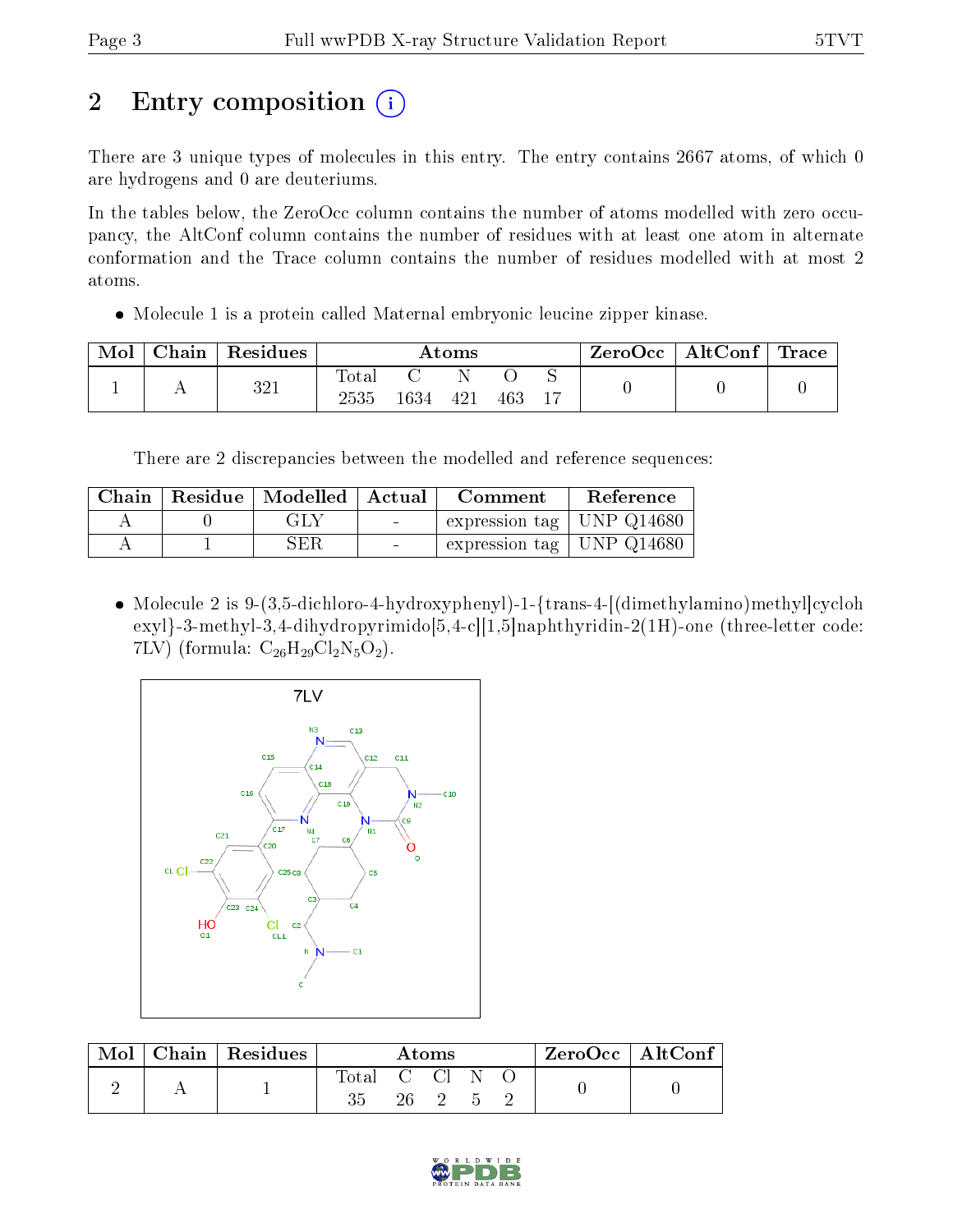# 2 Entry composition

There are 3 unique types of molecules in this entry. The entry contains 2667 atoms, of which 0 are hydrogens and 0 are deuteriums.

In the tables below, the ZeroOcc column contains the number of atoms modelled with zero occupancy, the AltConf column contains the number of residues with at least one atom in alternate conformation and the Trace column contains the number of residues modelled with at most 2 atoms.

- Molecule 1 is a protein called Maternal embryonic leucine zipper kinase.

| Mol | Chain | Residues | Atoms | | | | | ZeroOcc | AltConf | Trace |
|---|---|---|---|---|---|---|---|---|---|---|
| 1 | A | 321 | Total | C | N | O | S | 0 | 0 | 0 |
| | | | 2535 | 1634 | 421 | 463 | 17 | | | |

There are 2 discrepancies between the modelled and reference sequences:

| Chain | Residue | Modelled | Actual | Comment | Reference |
|---|---|---|---|---|---|
| A | 0 | GLY | - | expression tag | UNP Q14680 |
| A | 1 | SER | - | expression tag | UNP Q14680 |

- Molecule 2 is 9-(3,5-dichloro-4-hydroxyphenyl)-1-{trans-4-[(dimethylamino)methyl]cyclohexyl}-3-methyl-3,4-dihydropyrimido[5,4-c][1,5]naphthyridin-2(1H)-one (three-letter code: 7LV) (formula: $C_{26}H_{29}Cl_2N_5O_2$).

| Mol | Chain | Residues | Atoms | | | | | ZeroOcc | AltConf |
|---|---|---|---|---|---|---|---|---|---|
| 2 | A | 1 | Total | C | Cl | N | O | 0 | 0 |
| | | | 35 | 26 | 2 | 5 | 2 | | |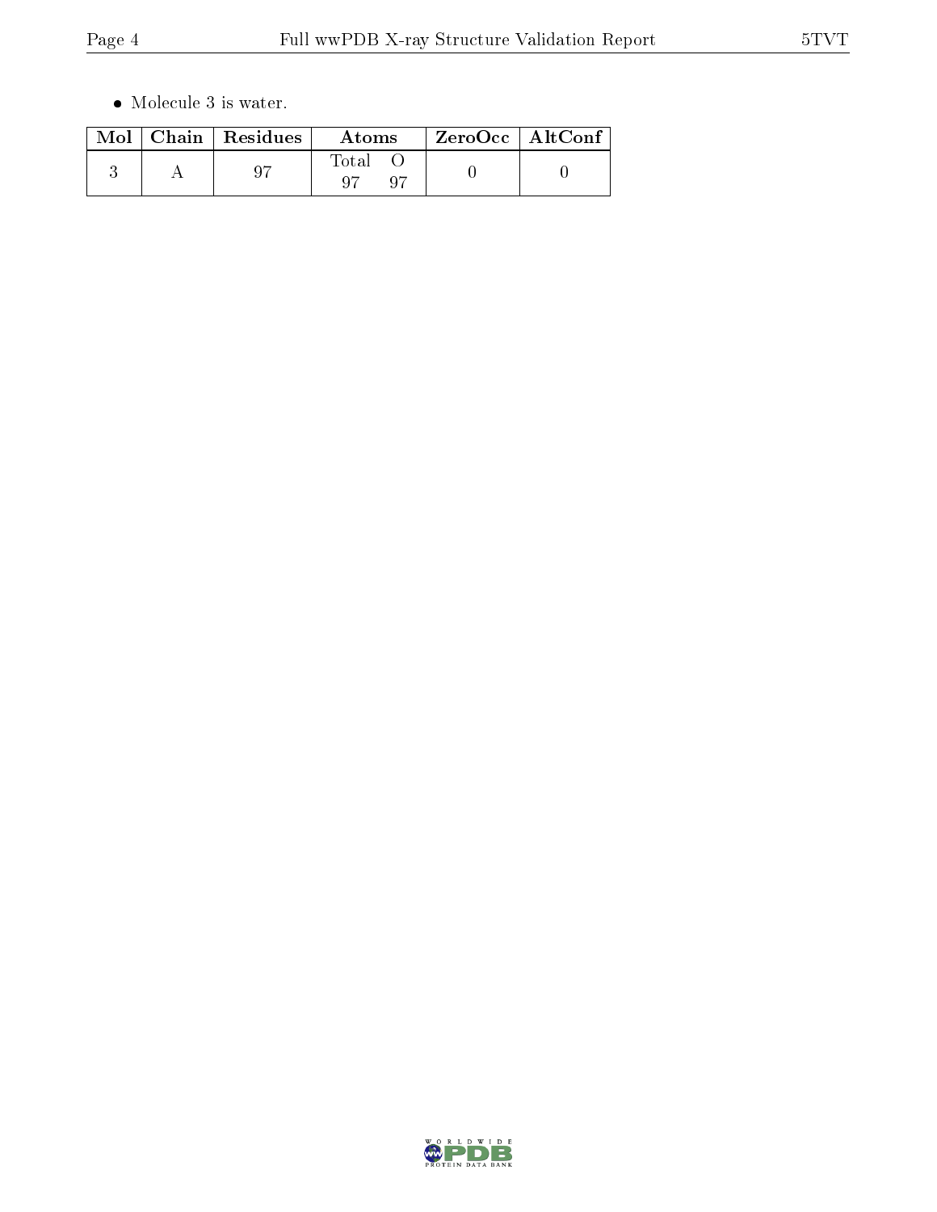- Molecule 3 is water.

| Mol | Chain | Residues | Atoms | | ZeroOcc | AltConf |
|---|---|---|---|---|---|---|
| | | | Total | O | | |
| 3 | A | 97 | 97 | 97 | 0 | 0 |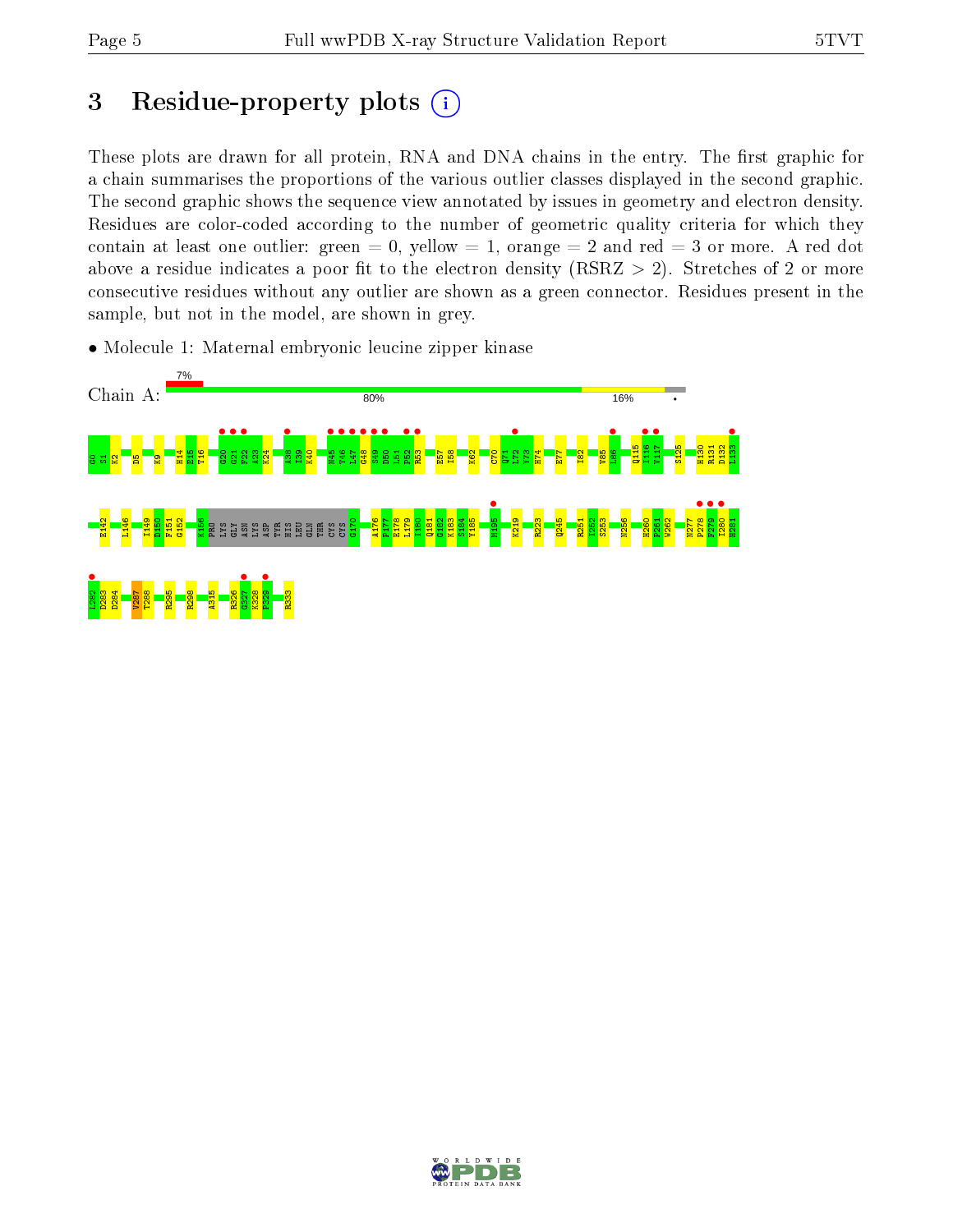# 3 Residue-property plots

These plots are drawn for all protein, RNA and DNA chains in the entry. The first graphic for a chain summarises the proportions of the various outlier classes displayed in the second graphic. The second graphic shows the sequence view annotated by issues in geometry and electron density. Residues are color-coded according to the number of geometric quality criteria for which they contain at least one outlier: green = 0, yellow = 1, orange = 2 and red = 3 or more. A red dot above a residue indicates a poor fit to the electron density (RSRZ > 2). Stretches of 2 or more consecutive residues without any outlier are shown as a green connector. Residues present in the sample, but not in the model, are shown in grey.

- Molecule 1: Maternal embryonic leucine zipper kinase

Chain A: 7% | 80% | 16% | •

G0 S1 K2 D5 K9 H14 E15 T16 G20 G21 F22 A23 K24 A38 I39 K40 N45 T46 L47 G48 S49 D50 L51 P52 R53 E57 I58 K62 C70 Q71 L72 Y73 H74 E77 I82 V85 L86 Q115 I116 V117 S125 H130 R131 D132 L133 E142 L146 I149 D150 F151 G152 K156 PRO LYS GLY ASN LYS ASP TYR HIS LEU GLN THR CYS CYS G170 A176 F177 E178 L179 I180 Q181 G182 K183 S184 Y185 M195 K219 R223 Q245 R251 I252 S253 N256 H260 P261 W262 N277 P278 F279 I280 H281 I282 D283 D284 V287 T288 R295 R298 A315 R326 G327 K328 F329 R333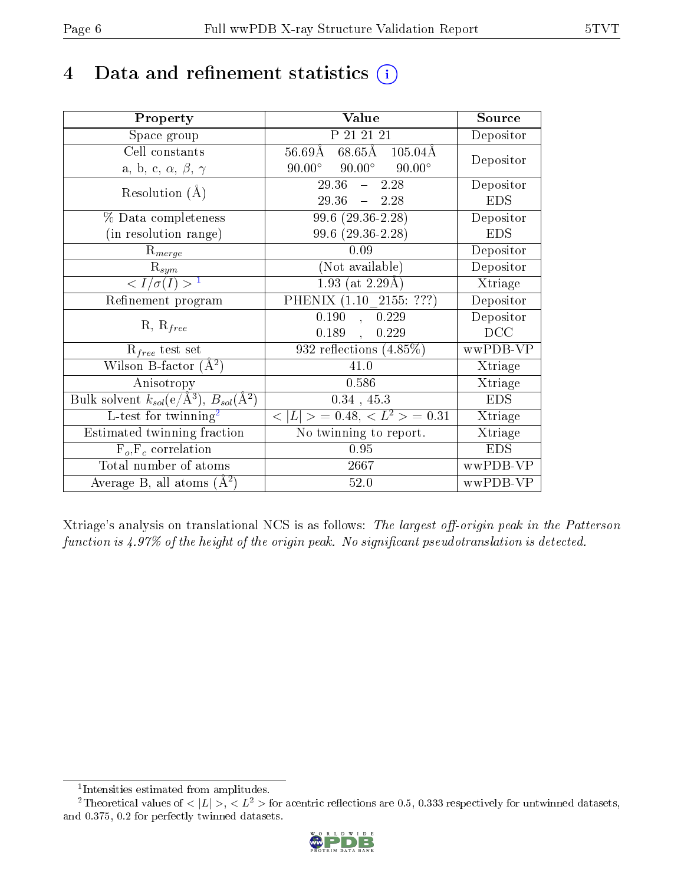# 4 Data and refinement statistics (i)

| Property | Value | Source |
|---|---|---|
| Space group | P 21 21 21 | Depositor |
| Cell constants<br>a, b, c, $\alpha$, $\beta$, $\gamma$ | 56.69Å 68.65Å 105.04Å<br>90.00° 90.00° 90.00° | Depositor |
| Resolution (Å) | 29.36 – 2.28<br>29.36 – 2.28 | Depositor<br>EDS |
| % Data completeness<br>(in resolution range) | 99.6 (29.36-2.28)<br>99.6 (29.36-2.28) | Depositor<br>EDS |
| $R_{merge}$ | 0.09 | Depositor |
| $R_{sym}$ | (Not available) | Depositor |
| $< I/\sigma(I) >$ [1] | 1.93 (at 2.29Å) | Xtriage |
| Refinement program | PHENIX (1.10_2155: ???) | Depositor |
| R, $R_{free}$ | 0.190 , 0.229<br>0.189 , 0.229 | Depositor<br>DCC |
| $R_{free}$ test set | 932 reflections (4.85%) | wwPDB-VP |
| Wilson B-factor (Å$^2$) | 41.0 | Xtriage |
| Anisotropy | 0.586 | Xtriage |
| Bulk solvent $k_{sol}$(e/Å$^3$), $B_{sol}$(Å$^2$) | 0.34 , 45.3 | EDS |
| L-test for twinning[2] | $< \|L\| > = 0.48$, $< L^2 > = 0.31$ | Xtriage |
| Estimated twinning fraction | No twinning to report. | Xtriage |
| $F_o$,$F_c$ correlation | 0.95 | EDS |
| Total number of atoms | 2667 | wwPDB-VP |
| Average B, all atoms (Å$^2$) | 52.0 | wwPDB-VP |

Xtriage's analysis on translational NCS is as follows: *The largest off-origin peak in the Patterson function is 4.97% of the height of the origin peak. No significant pseudotranslation is detected.*

[1] Intensities estimated from amplitudes.

[2] Theoretical values of $< |L| >$, $< L^2 >$ for acentric reflections are 0.5, 0.333 respectively for untwinned datasets, and 0.375, 0.2 for perfectly twinned datasets.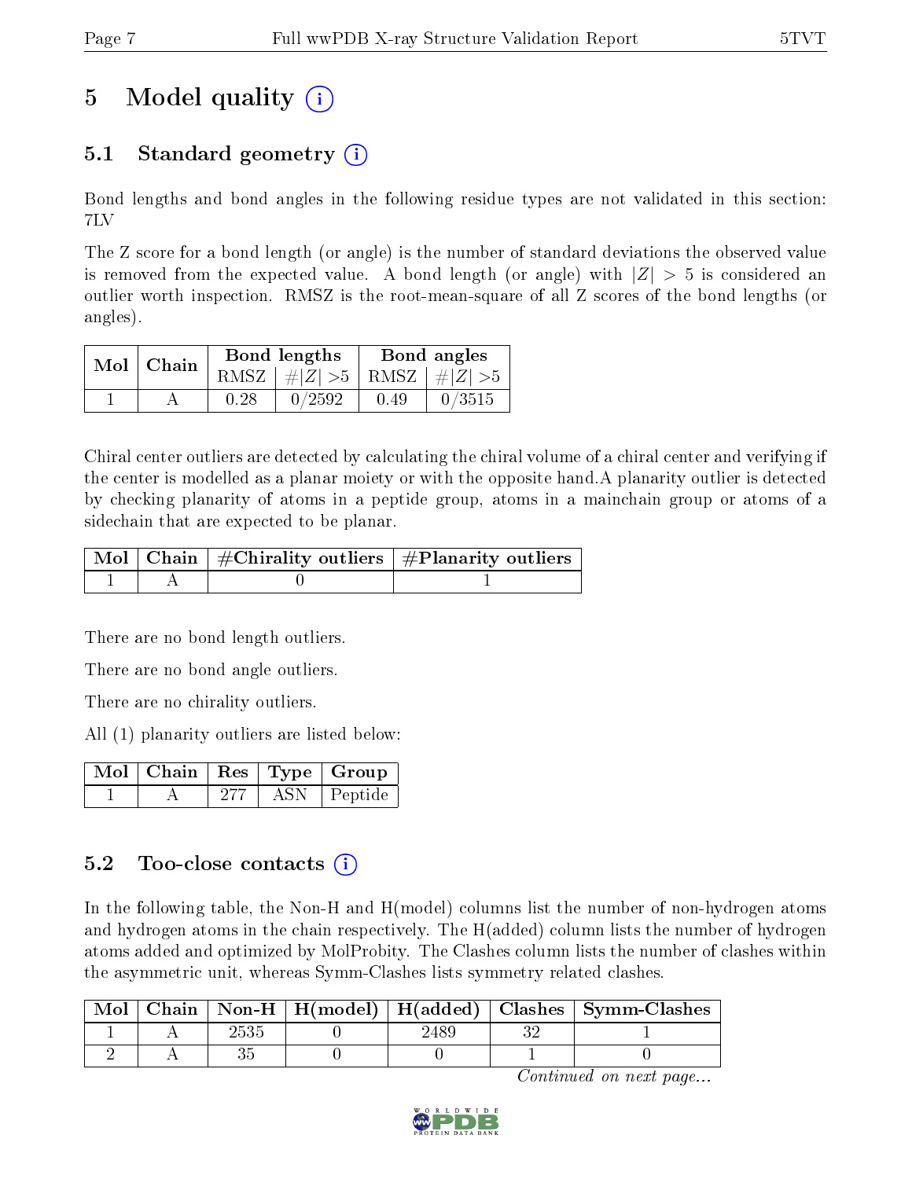# 5 Model quality (i)

## 5.1 Standard geometry (i)

Bond lengths and bond angles in the following residue types are not validated in this section: 7LV

The Z score for a bond length (or angle) is the number of standard deviations the observed value is removed from the expected value. A bond length (or angle) with $|Z| > 5$ is considered an outlier worth inspection. RMSZ is the root-mean-square of all Z scores of the bond lengths (or angles).

| Mol | Chain | Bond lengths | | Bond angles | |
|---|---|---|---|---|---|
| | | RMSZ | #$|Z|$ >5 | RMSZ | #$|Z|$ >5 |
| 1 | A | 0.28 | 0/2592 | 0.49 | 0/3515 |

Chiral center outliers are detected by calculating the chiral volume of a chiral center and verifying if the center is modelled as a planar moiety or with the opposite hand.A planarity outlier is detected by checking planarity of atoms in a peptide group, atoms in a mainchain group or atoms of a sidechain that are expected to be planar.

| Mol | Chain | #Chirality outliers | #Planarity outliers |
|---|---|---|---|
| 1 | A | 0 | 1 |

There are no bond length outliers.

There are no bond angle outliers.

There are no chirality outliers.

All (1) planarity outliers are listed below:

| Mol | Chain | Res | Type | Group |
|---|---|---|---|---|
| 1 | A | 277 | ASN | Peptide |

## 5.2 Too-close contacts (i)

In the following table, the Non-H and H(model) columns list the number of non-hydrogen atoms and hydrogen atoms in the chain respectively. The H(added) column lists the number of hydrogen atoms added and optimized by MolProbity. The Clashes column lists the number of clashes within the asymmetric unit, whereas Symm-Clashes lists symmetry related clashes.

| Mol | Chain | Non-H | H(model) | H(added) | Clashes | Symm-Clashes |
|---|---|---|---|---|---|---|
| 1 | A | 2535 | 0 | 2489 | 32 | 1 |
| 2 | A | 35 | 0 | 0 | 1 | 0 |

*Continued on next page...*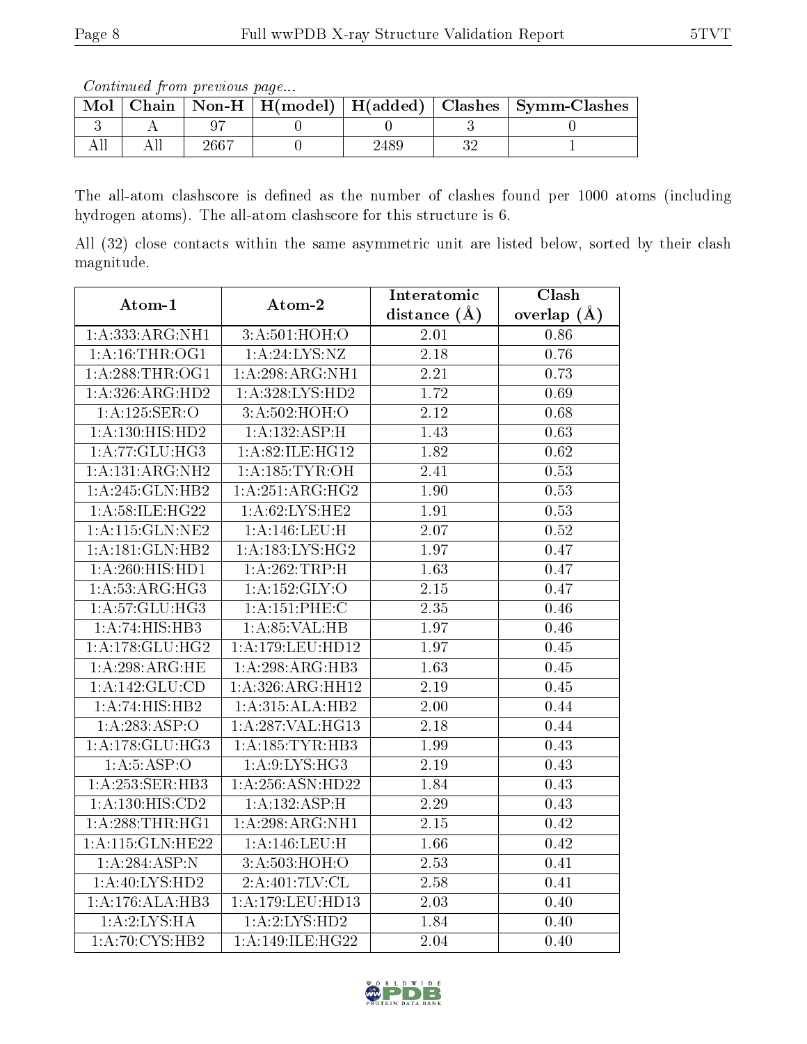*Continued from previous page...*

| Mol | Chain | Non-H | H(model) | H(added) | Clashes | Symm-Clashes |
|---|---|---|---|---|---|---|
| 3 | A | 97 | 0 | 0 | 3 | 0 |
| All | All | 2667 | 0 | 2489 | 32 | 1 |

The all-atom clashscore is defined as the number of clashes found per 1000 atoms (including hydrogen atoms). The all-atom clashscore for this structure is 6.

All (32) close contacts within the same asymmetric unit are listed below, sorted by their clash magnitude.

| Atom-1 | Atom-2 | Interatomic distance (Å) | Clash overlap (Å) |
|---|---|---|---|
| 1:A:333:ARG:NH1 | 3:A:501:HOH:O | 2.01 | 0.86 |
| 1:A:16:THR:OG1 | 1:A:24:LYS:NZ | 2.18 | 0.76 |
| 1:A:288:THR:OG1 | 1:A:298:ARG:NH1 | 2.21 | 0.73 |
| 1:A:326:ARG:HD2 | 1:A:328:LYS:HD2 | 1.72 | 0.69 |
| 1:A:125:SER:O | 3:A:502:HOH:O | 2.12 | 0.68 |
| 1:A:130:HIS:HD2 | 1:A:132:ASP:H | 1.43 | 0.63 |
| 1:A:77:GLU:HG3 | 1:A:82:ILE:HG12 | 1.82 | 0.62 |
| 1:A:131:ARG:NH2 | 1:A:185:TYR:OH | 2.41 | 0.53 |
| 1:A:245:GLN:HB2 | 1:A:251:ARG:HG2 | 1.90 | 0.53 |
| 1:A:58:ILE:HG22 | 1:A:62:LYS:HE2 | 1.91 | 0.53 |
| 1:A:115:GLN:NE2 | 1:A:146:LEU:H | 2.07 | 0.52 |
| 1:A:181:GLN:HB2 | 1:A:183:LYS:HG2 | 1.97 | 0.47 |
| 1:A:260:HIS:HD1 | 1:A:262:TRP:H | 1.63 | 0.47 |
| 1:A:53:ARG:HG3 | 1:A:152:GLY:O | 2.15 | 0.47 |
| 1:A:57:GLU:HG3 | 1:A:151:PHE:C | 2.35 | 0.46 |
| 1:A:74:HIS:HB3 | 1:A:85:VAL:HB | 1.97 | 0.46 |
| 1:A:178:GLU:HG2 | 1:A:179:LEU:HD12 | 1.97 | 0.45 |
| 1:A:298:ARG:HE | 1:A:298:ARG:HB3 | 1.63 | 0.45 |
| 1:A:142:GLU:CD | 1:A:326:ARG:HH12 | 2.19 | 0.45 |
| 1:A:74:HIS:HB2 | 1:A:315:ALA:HB2 | 2.00 | 0.44 |
| 1:A:283:ASP:O | 1:A:287:VAL:HG13 | 2.18 | 0.44 |
| 1:A:178:GLU:HG3 | 1:A:185:TYR:HB3 | 1.99 | 0.43 |
| 1:A:5:ASP:O | 1:A:9:LYS:HG3 | 2.19 | 0.43 |
| 1:A:253:SER:HB3 | 1:A:256:ASN:HD22 | 1.84 | 0.43 |
| 1:A:130:HIS:CD2 | 1:A:132:ASP:H | 2.29 | 0.43 |
| 1:A:288:THR:HG1 | 1:A:298:ARG:NH1 | 2.15 | 0.42 |
| 1:A:115:GLN:HE22 | 1:A:146:LEU:H | 1.66 | 0.42 |
| 1:A:284:ASP:N | 3:A:503:HOH:O | 2.53 | 0.41 |
| 1:A:40:LYS:HD2 | 2:A:401:7LV:CL | 2.58 | 0.41 |
| 1:A:176:ALA:HB3 | 1:A:179:LEU:HD13 | 2.03 | 0.40 |
| 1:A:2:LYS:HA | 1:A:2:LYS:HD2 | 1.84 | 0.40 |
| 1:A:70:CYS:HB2 | 1:A:149:ILE:HG22 | 2.04 | 0.40 |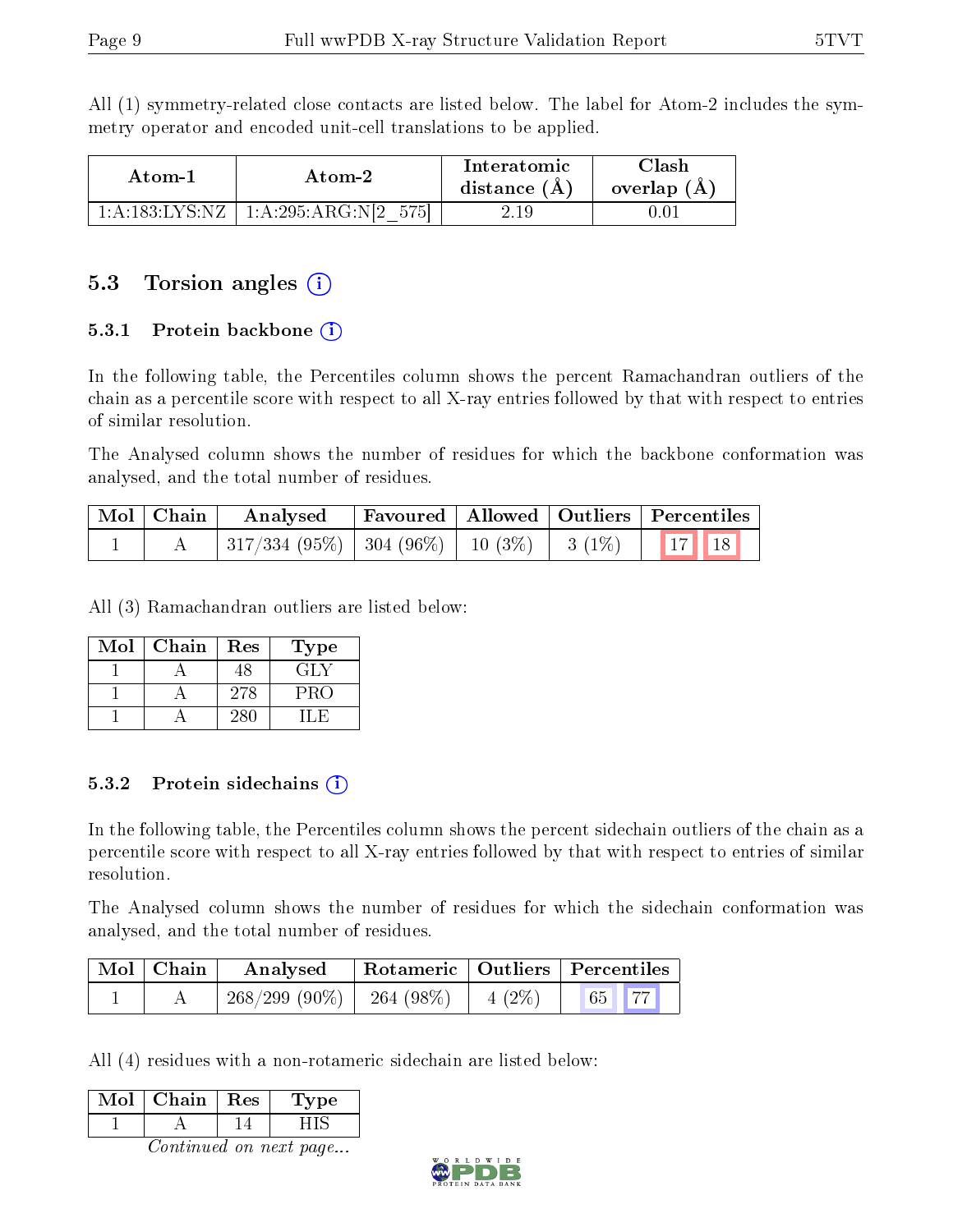All (1) symmetry-related close contacts are listed below. The label for Atom-2 includes the symmetry operator and encoded unit-cell translations to be applied.

| Atom-1 | Atom-2 | Interatomic distance (Å) | Clash overlap (Å) |
|---|---|---|---|
| 1:A:183:LYS:NZ | 1:A:295:ARG:N[2_575] | 2.19 | 0.01 |

## 5.3 Torsion angles

### 5.3.1 Protein backbone

In the following table, the Percentiles column shows the percent Ramachandran outliers of the chain as a percentile score with respect to all X-ray entries followed by that with respect to entries of similar resolution.

The Analysed column shows the number of residues for which the backbone conformation was analysed, and the total number of residues.

| Mol | Chain | Analysed | Favoured | Allowed | Outliers | Percentiles |
|---|---|---|---|---|---|---|
| 1 | A | 317/334 (95%) | 304 (96%) | 10 (3%) | 3 (1%) | 17 18 |

All (3) Ramachandran outliers are listed below:

| Mol | Chain | Res | Type |
|---|---|---|---|
| 1 | A | 48 | GLY |
| 1 | A | 278 | PRO |
| 1 | A | 280 | ILE |

### 5.3.2 Protein sidechains

In the following table, the Percentiles column shows the percent sidechain outliers of the chain as a percentile score with respect to all X-ray entries followed by that with respect to entries of similar resolution.

The Analysed column shows the number of residues for which the sidechain conformation was analysed, and the total number of residues.

| Mol | Chain | Analysed | Rotameric | Outliers | Percentiles |
|---|---|---|---|---|---|
| 1 | A | 268/299 (90%) | 264 (98%) | 4 (2%) | 65 77 |

All (4) residues with a non-rotameric sidechain are listed below:

| Mol | Chain | Res | Type |
|---|---|---|---|
| 1 | A | 14 | HIS |

*Continued on next page...*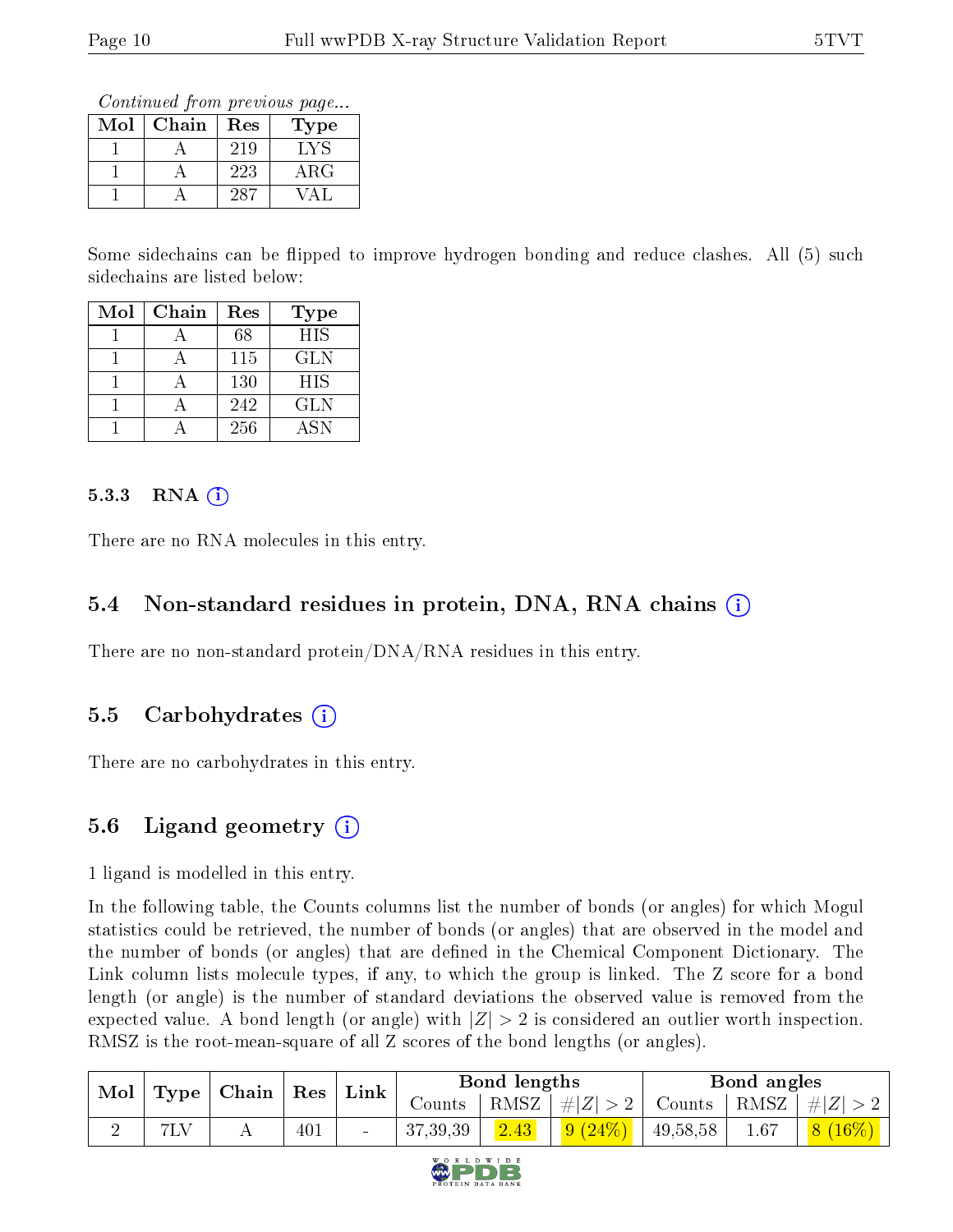*Continued from previous page...*

| Mol | Chain | Res | Type |
|---|---|---|---|
| 1 | A | 219 | LYS |
| 1 | A | 223 | ARG |
| 1 | A | 287 | VAL |

Some sidechains can be flipped to improve hydrogen bonding and reduce clashes. All (5) such sidechains are listed below:

| Mol | Chain | Res | Type |
|---|---|---|---|
| 1 | A | 68 | HIS |
| 1 | A | 115 | GLN |
| 1 | A | 130 | HIS |
| 1 | A | 242 | GLN |
| 1 | A | 256 | ASN |

#### 5.3.3 RNA

There are no RNA molecules in this entry.

### 5.4 Non-standard residues in protein, DNA, RNA chains

There are no non-standard protein/DNA/RNA residues in this entry.

### 5.5 Carbohydrates

There are no carbohydrates in this entry.

### 5.6 Ligand geometry

1 ligand is modelled in this entry.

In the following table, the Counts columns list the number of bonds (or angles) for which Mogul statistics could be retrieved, the number of bonds (or angles) that are observed in the model and the number of bonds (or angles) that are defined in the Chemical Component Dictionary. The Link column lists molecule types, if any, to which the group is linked. The Z score for a bond length (or angle) is the number of standard deviations the observed value is removed from the expected value. A bond length (or angle) with $|Z| > 2$ is considered an outlier worth inspection. RMSZ is the root-mean-square of all Z scores of the bond lengths (or angles).

| Mol | Type | Chain | Res | Link | Bond lengths | | | Bond angles | | |
|---|---|---|---|---|---|---|---|---|---|---|
| | | | | | Counts | RMSZ | $\#\|Z\| > 2$ | Counts | RMSZ | $\#\|Z\| > 2$ |
| 2 | 7LV | A | 401 | - | 37,39,39 | 2.43 | 9 (24%) | 49,58,58 | 1.67 | 8 (16%) |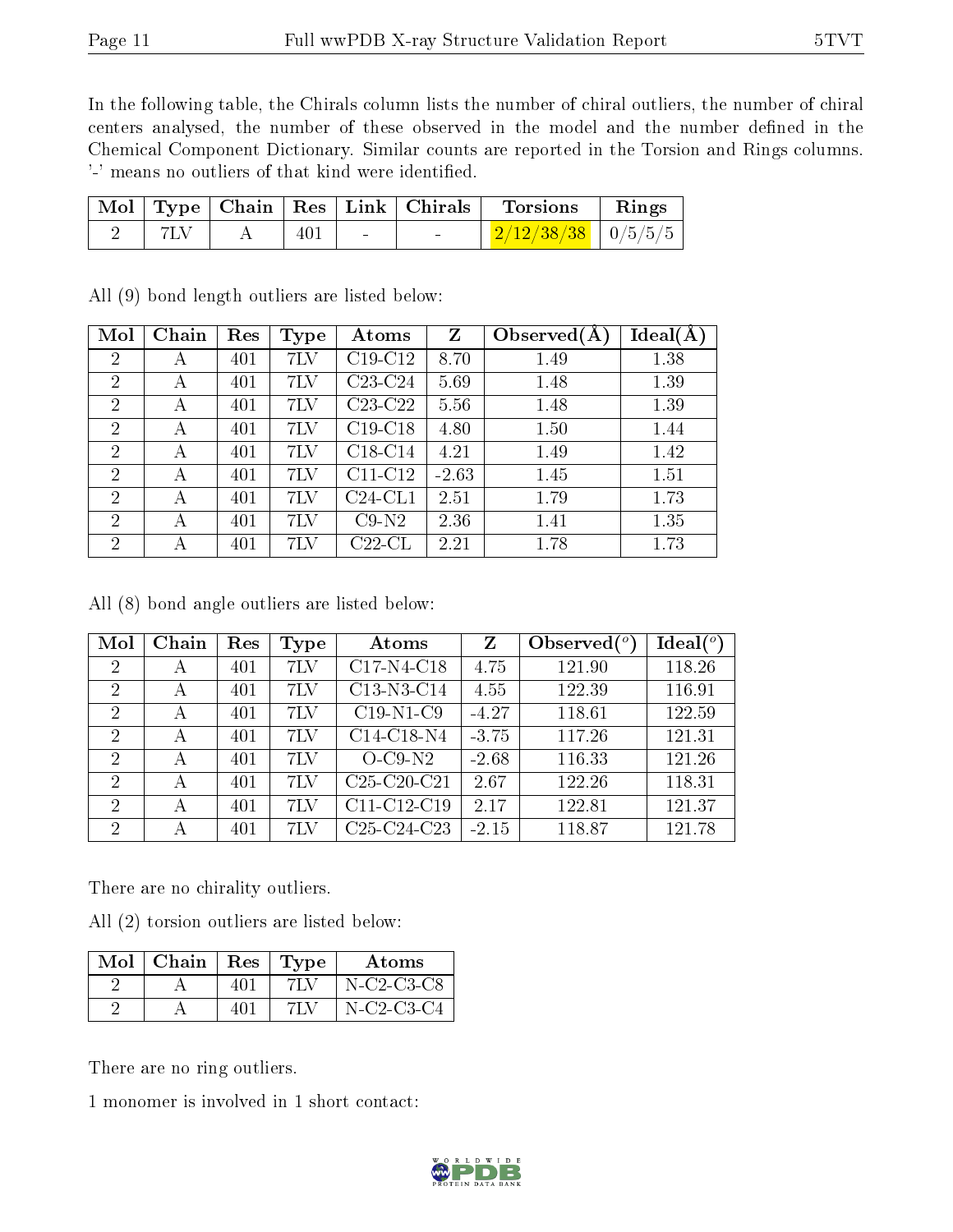In the following table, the Chirals column lists the number of chiral outliers, the number of chiral centers analysed, the number of these observed in the model and the number defined in the Chemical Component Dictionary. Similar counts are reported in the Torsion and Rings columns. '-' means no outliers of that kind were identified.

| Mol | Type | Chain | Res | Link | Chirals | Torsions | Rings |
|---|---|---|---|---|---|---|---|
| 2 | 7LV | A | 401 | - | - | 2/12/38/38 | 0/5/5/5 |

All (9) bond length outliers are listed below:

| Mol | Chain | Res | Type | Atoms | Z | Observed(Å) | Ideal(Å) |
|---|---|---|---|---|---|---|---|
| 2 | A | 401 | 7LV | C19-C12 | 8.70 | 1.49 | 1.38 |
| 2 | A | 401 | 7LV | C23-C24 | 5.69 | 1.48 | 1.39 |
| 2 | A | 401 | 7LV | C23-C22 | 5.56 | 1.48 | 1.39 |
| 2 | A | 401 | 7LV | C19-C18 | 4.80 | 1.50 | 1.44 |
| 2 | A | 401 | 7LV | C18-C14 | 4.21 | 1.49 | 1.42 |
| 2 | A | 401 | 7LV | C11-C12 | -2.63 | 1.45 | 1.51 |
| 2 | A | 401 | 7LV | C24-CL1 | 2.51 | 1.79 | 1.73 |
| 2 | A | 401 | 7LV | C9-N2 | 2.36 | 1.41 | 1.35 |
| 2 | A | 401 | 7LV | C22-CL | 2.21 | 1.78 | 1.73 |

All (8) bond angle outliers are listed below:

| Mol | Chain | Res | Type | Atoms | Z | Observed(°) | Ideal(°) |
|---|---|---|---|---|---|---|---|
| 2 | A | 401 | 7LV | C17-N4-C18 | 4.75 | 121.90 | 118.26 |
| 2 | A | 401 | 7LV | C13-N3-C14 | 4.55 | 122.39 | 116.91 |
| 2 | A | 401 | 7LV | C19-N1-C9 | -4.27 | 118.61 | 122.59 |
| 2 | A | 401 | 7LV | C14-C18-N4 | -3.75 | 117.26 | 121.31 |
| 2 | A | 401 | 7LV | O-C9-N2 | -2.68 | 116.33 | 121.26 |
| 2 | A | 401 | 7LV | C25-C20-C21 | 2.67 | 122.26 | 118.31 |
| 2 | A | 401 | 7LV | C11-C12-C19 | 2.17 | 122.81 | 121.37 |
| 2 | A | 401 | 7LV | C25-C24-C23 | -2.15 | 118.87 | 121.78 |

There are no chirality outliers.

All (2) torsion outliers are listed below:

| Mol | Chain | Res | Type | Atoms |
|---|---|---|---|---|
| 2 | A | 401 | 7LV | N-C2-C3-C8 |
| 2 | A | 401 | 7LV | N-C2-C3-C4 |

There are no ring outliers.

1 monomer is involved in 1 short contact: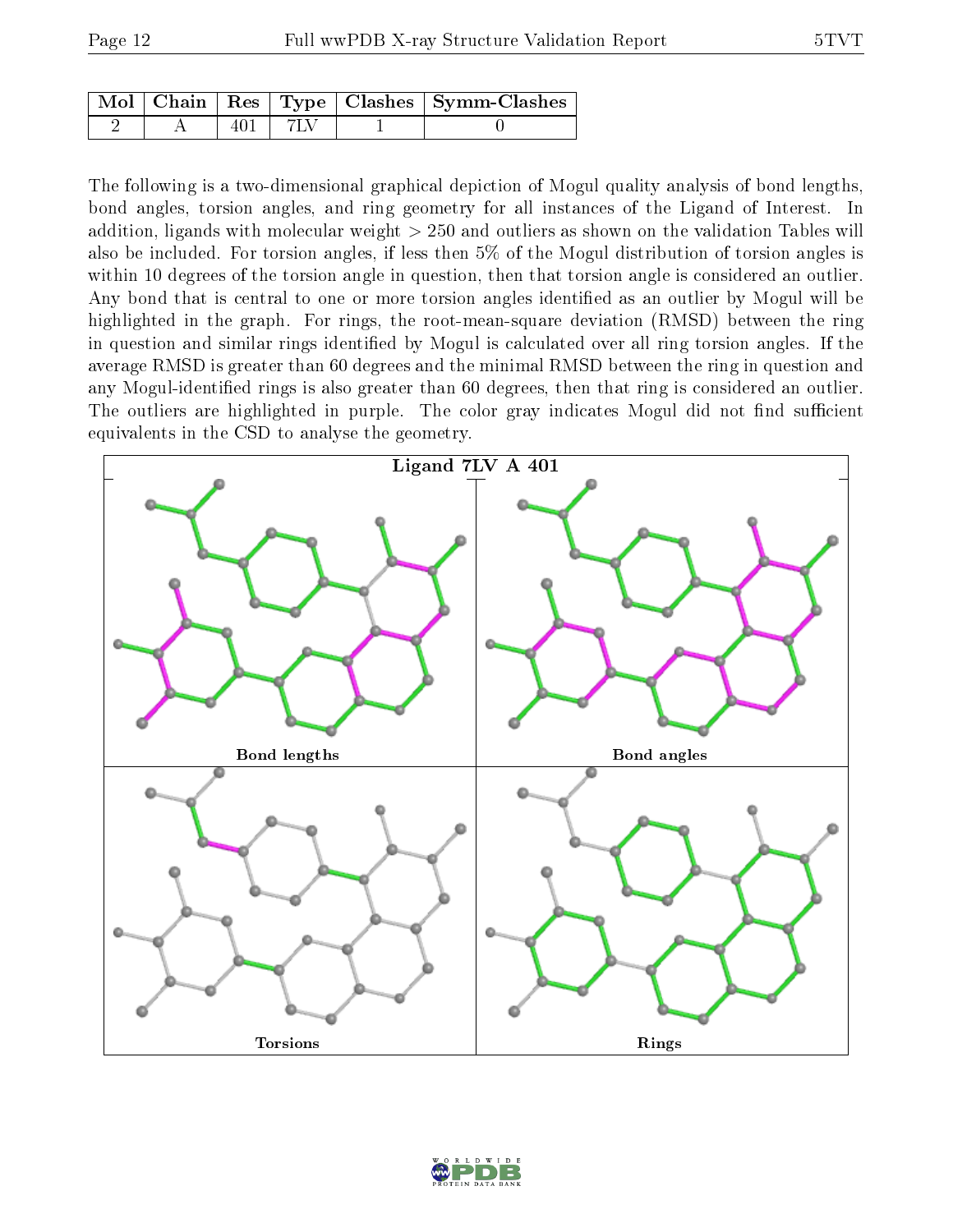| Mol | Chain | Res | Type | Clashes | Symm-Clashes |
|---|---|---|---|---|---|
| 2 | A | 401 | 7LV | 1 | 0 |

The following is a two-dimensional graphical depiction of Mogul quality analysis of bond lengths, bond angles, torsion angles, and ring geometry for all instances of the Ligand of Interest. In addition, ligands with molecular weight > 250 and outliers as shown on the validation Tables will also be included. For torsion angles, if less then 5% of the Mogul distribution of torsion angles is within 10 degrees of the torsion angle in question, then that torsion angle is considered an outlier. Any bond that is central to one or more torsion angles identified as an outlier by Mogul will be highlighted in the graph. For rings, the root-mean-square deviation (RMSD) between the ring in question and similar rings identified by Mogul is calculated over all ring torsion angles. If the average RMSD is greater than 60 degrees and the minimal RMSD between the ring in question and any Mogul-identified rings is also greater than 60 degrees, then that ring is considered an outlier. The outliers are highlighted in purple. The color gray indicates Mogul did not find sufficient equivalents in the CSD to analyse the geometry.

Ligand 7LV A 401

Bond lengths

Bond angles

Torsions

Rings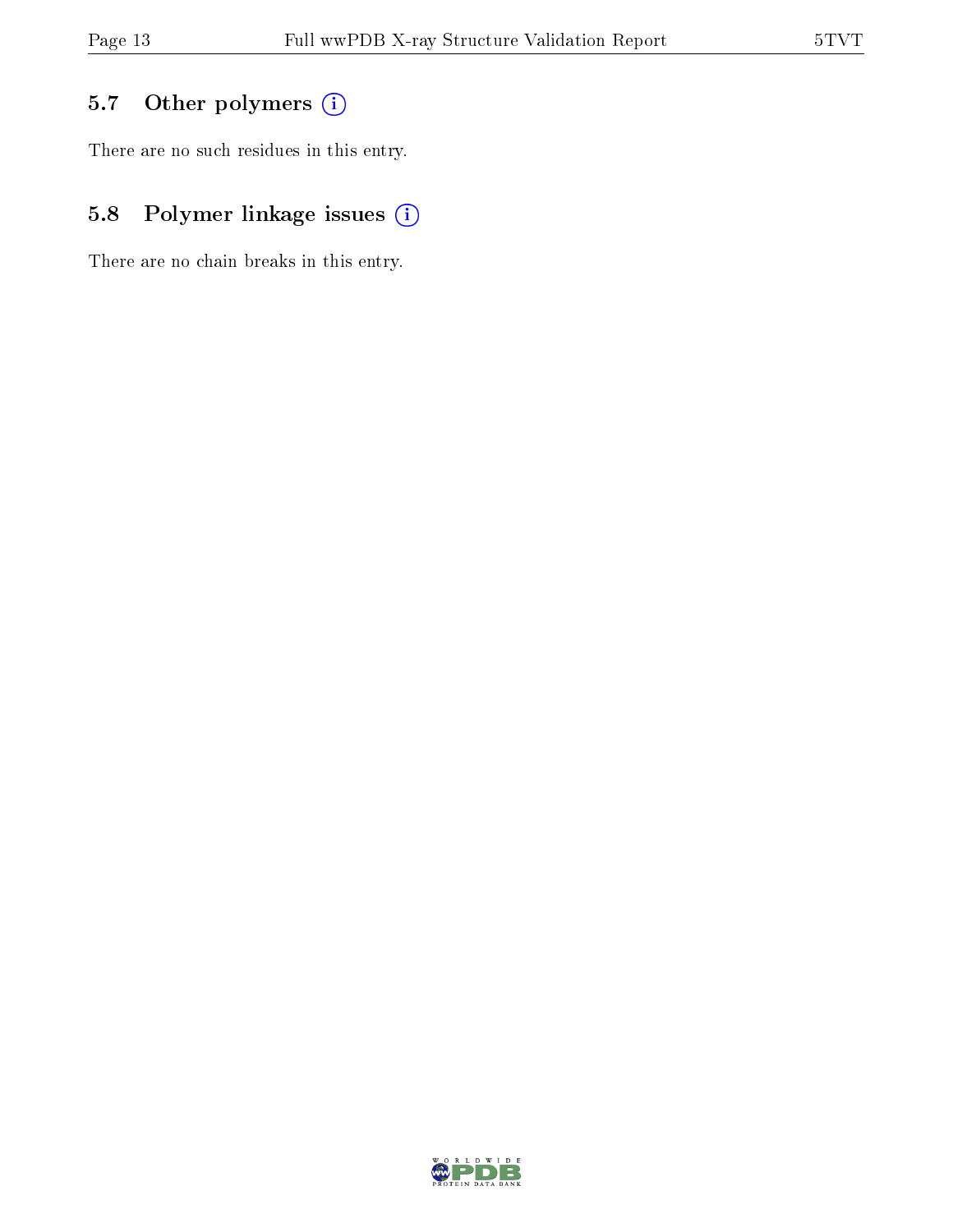## 5.7 Other polymers

There are no such residues in this entry.

## 5.8 Polymer linkage issues

There are no chain breaks in this entry.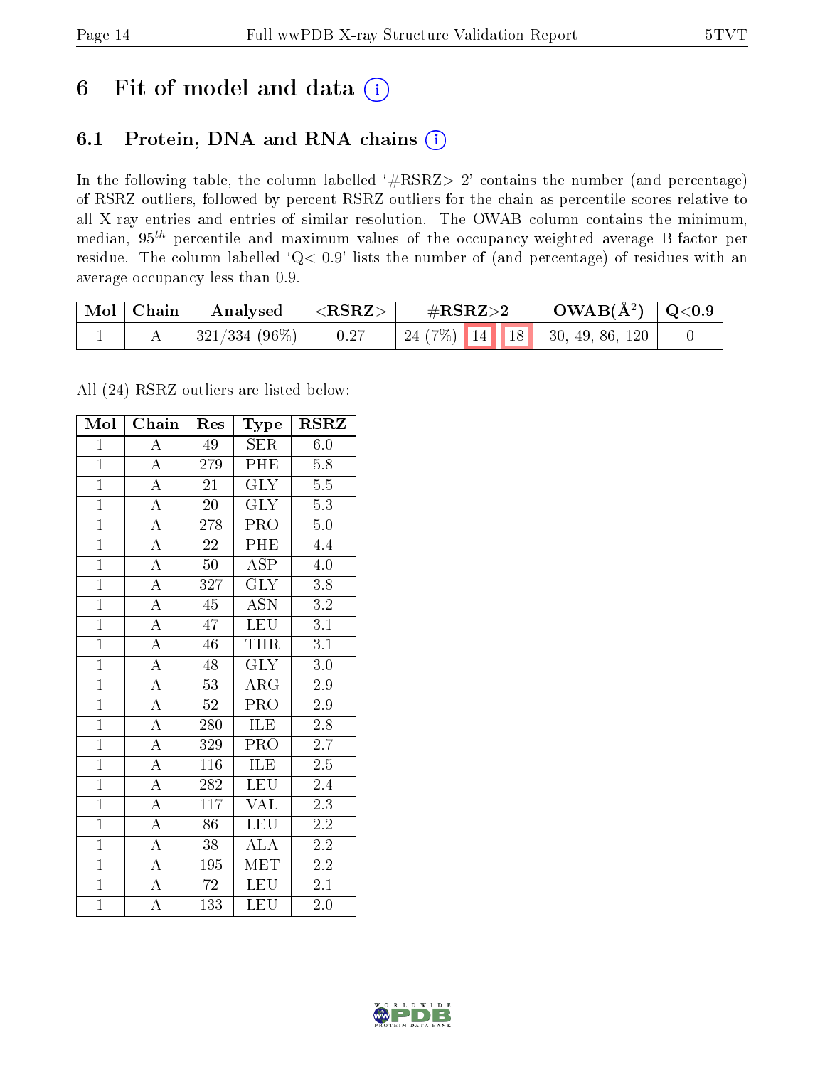# 6 Fit of model and data

## 6.1 Protein, DNA and RNA chains

In the following table, the column labelled '#RSRZ> 2' contains the number (and percentage) of RSRZ outliers, followed by percent RSRZ outliers for the chain as percentile scores relative to all X-ray entries and entries of similar resolution. The OWAB column contains the minimum, median, $95^{th}$ percentile and maximum values of the occupancy-weighted average B-factor per residue. The column labelled 'Q< 0.9' lists the number of (and percentage) of residues with an average occupancy less than 0.9.

| Mol | Chain | Analysed | <RSRZ> | #RSRZ>2 | | | OWAB(Å$^2$) | Q<0.9 |
|---|---|---|---|---|---|---|---|---|
| 1 | A | 321/334 (96%) | 0.27 | 24 (7%) | 14 | 18 | 30, 49, 86, 120 | 0 |

All (24) RSRZ outliers are listed below:

| Mol | Chain | Res | Type | RSRZ |
|---|---|---|---|---|
| 1 | A | 49 | SER | 6.0 |
| 1 | A | 279 | PHE | 5.8 |
| 1 | A | 21 | GLY | 5.5 |
| 1 | A | 20 | GLY | 5.3 |
| 1 | A | 278 | PRO | 5.0 |
| 1 | A | 22 | PHE | 4.4 |
| 1 | A | 50 | ASP | 4.0 |
| 1 | A | 327 | GLY | 3.8 |
| 1 | A | 45 | ASN | 3.2 |
| 1 | A | 47 | LEU | 3.1 |
| 1 | A | 46 | THR | 3.1 |
| 1 | A | 48 | GLY | 3.0 |
| 1 | A | 53 | ARG | 2.9 |
| 1 | A | 52 | PRO | 2.9 |
| 1 | A | 280 | ILE | 2.8 |
| 1 | A | 329 | PRO | 2.7 |
| 1 | A | 116 | ILE | 2.5 |
| 1 | A | 282 | LEU | 2.4 |
| 1 | A | 117 | VAL | 2.3 |
| 1 | A | 86 | LEU | 2.2 |
| 1 | A | 38 | ALA | 2.2 |
| 1 | A | 195 | MET | 2.2 |
| 1 | A | 72 | LEU | 2.1 |
| 1 | A | 133 | LEU | 2.0 |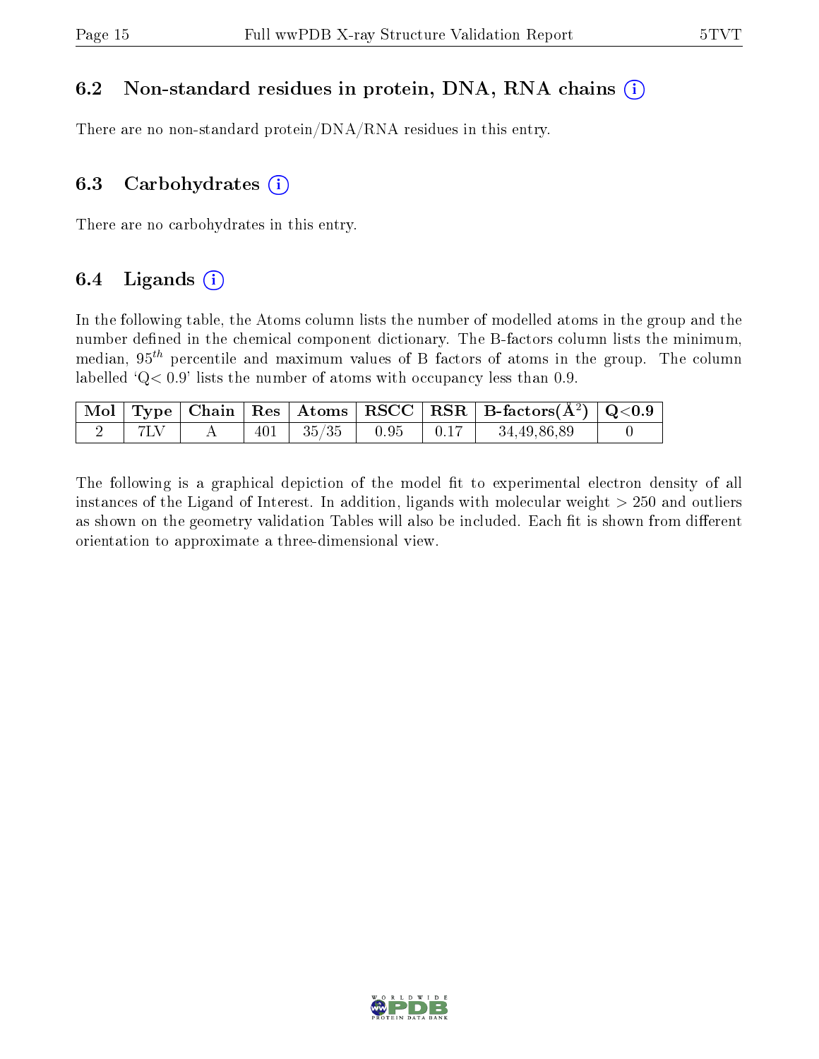## 6.2 Non-standard residues in protein, DNA, RNA chains

There are no non-standard protein/DNA/RNA residues in this entry.

## 6.3 Carbohydrates

There are no carbohydrates in this entry.

## 6.4 Ligands

In the following table, the Atoms column lists the number of modelled atoms in the group and the number defined in the chemical component dictionary. The B-factors column lists the minimum, median, $95^{th}$ percentile and maximum values of B factors of atoms in the group. The column labelled 'Q< 0.9' lists the number of atoms with occupancy less than 0.9.

| Mol | Type | Chain | Res | Atoms | RSCC | RSR | B-factors($\AA^2$) | Q<0.9 |
|---|---|---|---|---|---|---|---|---|
| 2 | 7LV | A | 401 | 35/35 | 0.95 | 0.17 | 34,49,86,89 | 0 |

The following is a graphical depiction of the model fit to experimental electron density of all instances of the Ligand of Interest. In addition, ligands with molecular weight > 250 and outliers as shown on the geometry validation Tables will also be included. Each fit is shown from different orientation to approximate a three-dimensional view.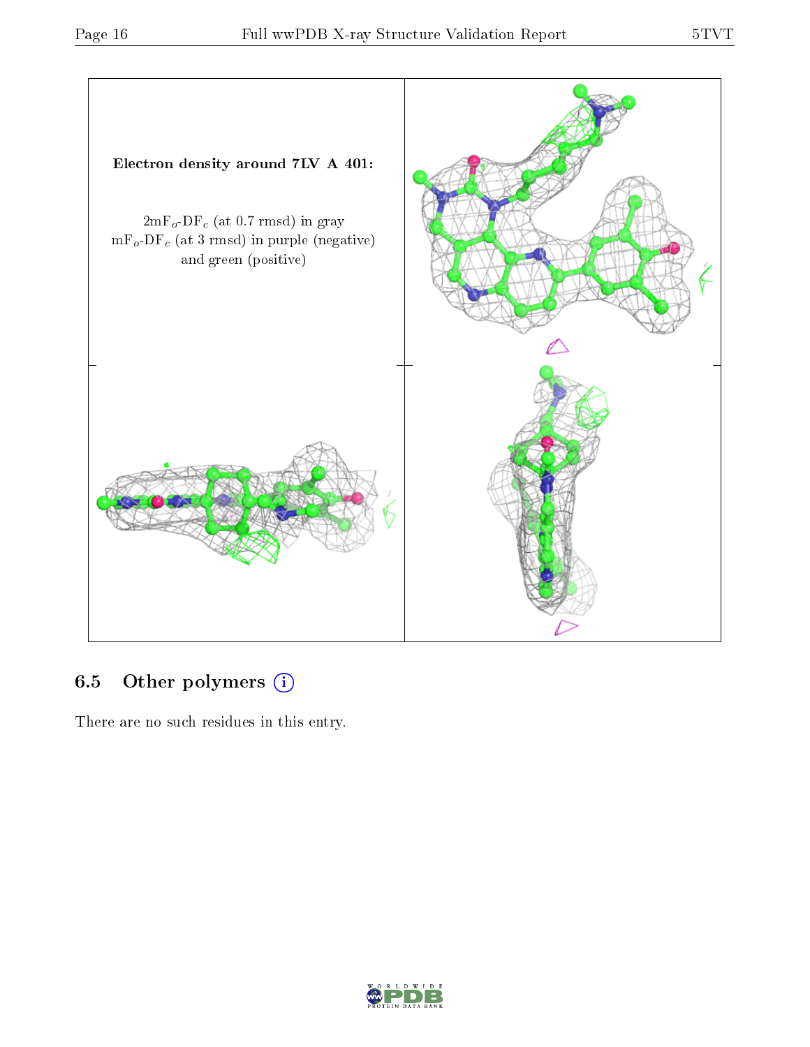Electron density around 7LV A 401:

2mF$_o$-DF$_c$ (at 0.7 rmsd) in gray
mF$_o$-DF$_c$ (at 3 rmsd) in purple (negative)
and green (positive)

### 6.5 Other polymers

There are no such residues in this entry.